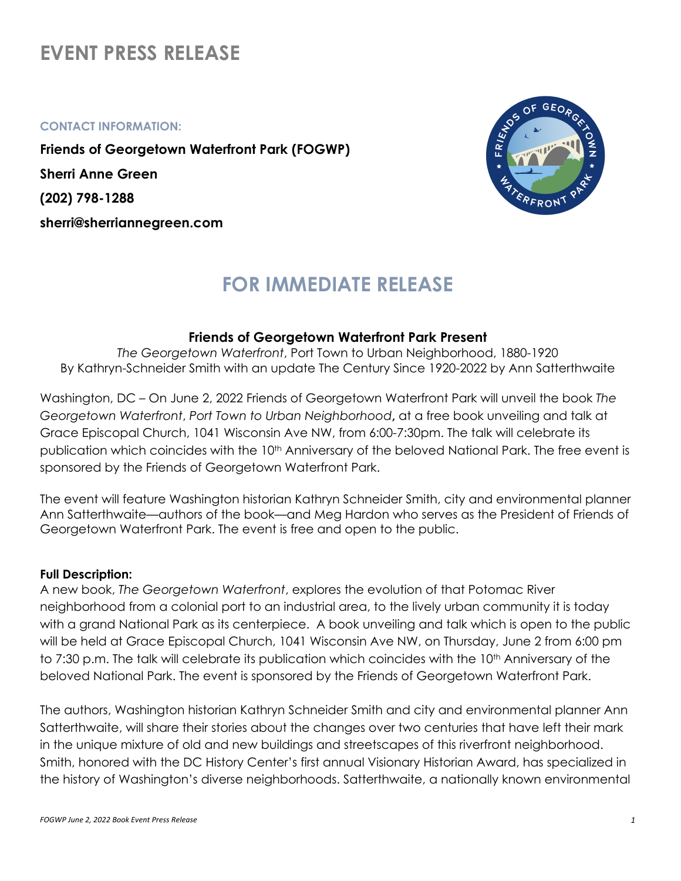# EVENT PRESS RELEASE

**CONTACT INFORMATION:**

**Friends of Georgetown Waterfront Park (FOGWP)**

**Sherri Anne Green**

**(202) 798-1288**

**sherri@sherriannegreen.com**

## FOR IMMEDIATE RELEASE

**Friends of Georgetown Waterfront Park Present**

*The Georgetown Waterfront*, Port Town to Urban Neighborhood, 1880-1920
By Kathryn-Schneider Smith with an update The Century Since 1920-2022 by Ann Satterthwaite

Washington, DC – On June 2, 2022 Friends of Georgetown Waterfront Park will unveil the book *The Georgetown Waterfront*, *Port Town to Urban Neighborhood***,** at a free book unveiling and talk at Grace Episcopal Church, 1041 Wisconsin Ave NW, from 6:00-7:30pm. The talk will celebrate its publication which coincides with the 10th Anniversary of the beloved National Park. The free event is sponsored by the Friends of Georgetown Waterfront Park.

The event will feature Washington historian Kathryn Schneider Smith, city and environmental planner Ann Satterthwaite—authors of the book—and Meg Hardon who serves as the President of Friends of Georgetown Waterfront Park. The event is free and open to the public.

**Full Description:**
A new book, *The Georgetown Waterfront*, explores the evolution of that Potomac River neighborhood from a colonial port to an industrial area, to the lively urban community it is today with a grand National Park as its centerpiece. A book unveiling and talk which is open to the public will be held at Grace Episcopal Church, 1041 Wisconsin Ave NW, on Thursday, June 2 from 6:00 pm to 7:30 p.m. The talk will celebrate its publication which coincides with the 10th Anniversary of the beloved National Park. The event is sponsored by the Friends of Georgetown Waterfront Park.

The authors, Washington historian Kathryn Schneider Smith and city and environmental planner Ann Satterthwaite, will share their stories about the changes over two centuries that have left their mark in the unique mixture of old and new buildings and streetscapes of this riverfront neighborhood. Smith, honored with the DC History Center's first annual Visionary Historian Award, has specialized in the history of Washington's diverse neighborhoods. Satterthwaite, a nationally known environmental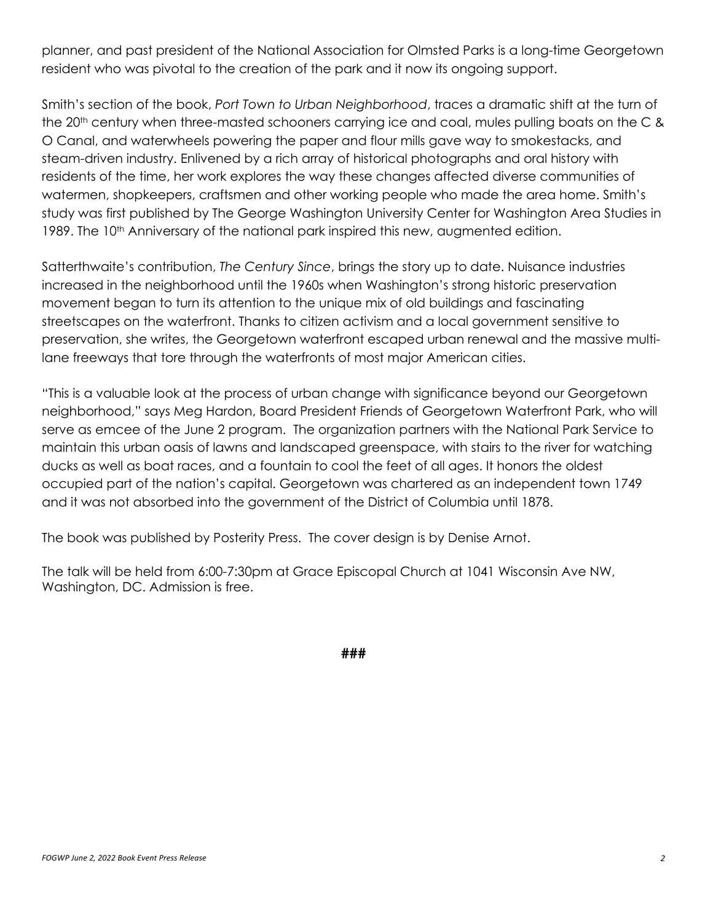planner, and past president of the National Association for Olmsted Parks is a long-time Georgetown resident who was pivotal to the creation of the park and it now its ongoing support.

Smith's section of the book, *Port Town to Urban Neighborhood*, traces a dramatic shift at the turn of the 20th century when three-masted schooners carrying ice and coal, mules pulling boats on the C & O Canal, and waterwheels powering the paper and flour mills gave way to smokestacks, and steam-driven industry. Enlivened by a rich array of historical photographs and oral history with residents of the time, her work explores the way these changes affected diverse communities of watermen, shopkeepers, craftsmen and other working people who made the area home. Smith's study was first published by The George Washington University Center for Washington Area Studies in 1989. The 10th Anniversary of the national park inspired this new, augmented edition.

Satterthwaite's contribution, *The Century Since*, brings the story up to date. Nuisance industries increased in the neighborhood until the 1960s when Washington's strong historic preservation movement began to turn its attention to the unique mix of old buildings and fascinating streetscapes on the waterfront. Thanks to citizen activism and a local government sensitive to preservation, she writes, the Georgetown waterfront escaped urban renewal and the massive multi-lane freeways that tore through the waterfronts of most major American cities.

"This is a valuable look at the process of urban change with significance beyond our Georgetown neighborhood," says Meg Hardon, Board President Friends of Georgetown Waterfront Park, who will serve as emcee of the June 2 program. The organization partners with the National Park Service to maintain this urban oasis of lawns and landscaped greenspace, with stairs to the river for watching ducks as well as boat races, and a fountain to cool the feet of all ages. It honors the oldest occupied part of the nation's capital. Georgetown was chartered as an independent town 1749 and it was not absorbed into the government of the District of Columbia until 1878.

The book was published by Posterity Press. The cover design is by Denise Arnot.

The talk will be held from 6:00-7:30pm at Grace Episcopal Church at 1041 Wisconsin Ave NW, Washington, DC. Admission is free.

**###**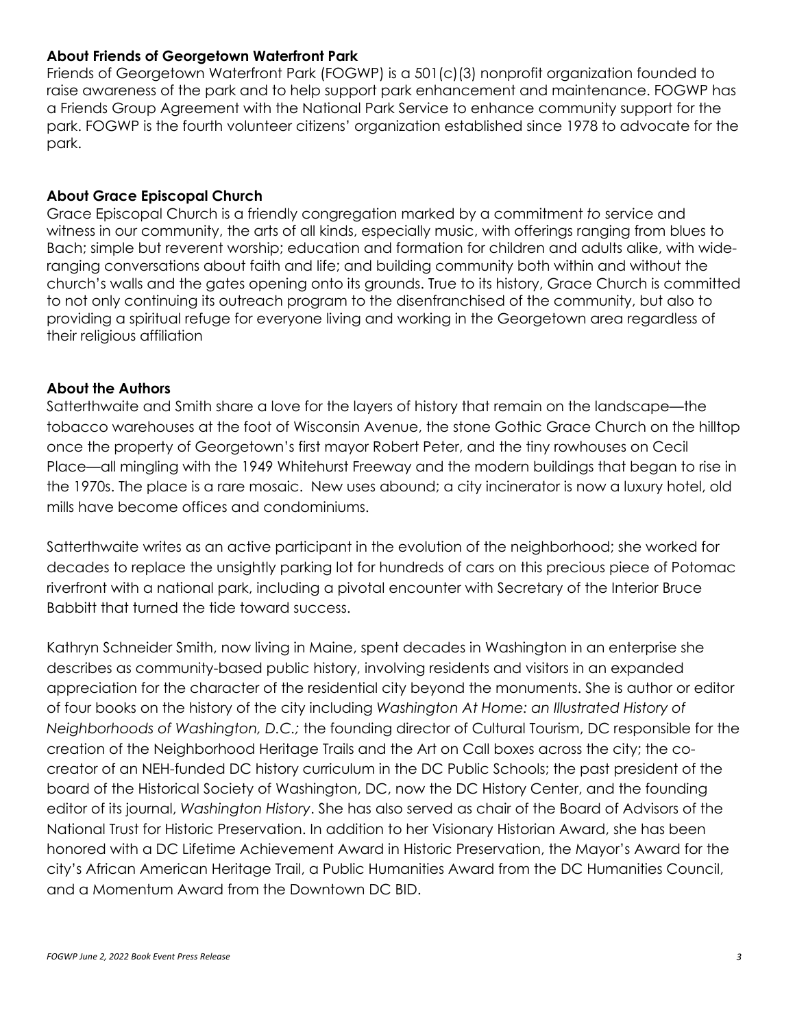### About Friends of Georgetown Waterfront Park

Friends of Georgetown Waterfront Park (FOGWP) is a 501(c)(3) nonprofit organization founded to raise awareness of the park and to help support park enhancement and maintenance. FOGWP has a Friends Group Agreement with the National Park Service to enhance community support for the park. FOGWP is the fourth volunteer citizens' organization established since 1978 to advocate for the park.

### About Grace Episcopal Church

Grace Episcopal Church is a friendly congregation marked by a commitment *to* service and witness in our community, the arts of all kinds, especially music, with offerings ranging from blues to Bach; simple but reverent worship; education and formation for children and adults alike, with wide-ranging conversations about faith and life; and building community both within and without the church's walls and the gates opening onto its grounds. True to its history, Grace Church is committed to not only continuing its outreach program to the disenfranchised of the community, but also to providing a spiritual refuge for everyone living and working in the Georgetown area regardless of their religious affiliation

### About the Authors

Satterthwaite and Smith share a love for the layers of history that remain on the landscape—the tobacco warehouses at the foot of Wisconsin Avenue, the stone Gothic Grace Church on the hilltop once the property of Georgetown's first mayor Robert Peter, and the tiny rowhouses on Cecil Place—all mingling with the 1949 Whitehurst Freeway and the modern buildings that began to rise in the 1970s. The place is a rare mosaic. New uses abound; a city incinerator is now a luxury hotel, old mills have become offices and condominiums.

Satterthwaite writes as an active participant in the evolution of the neighborhood; she worked for decades to replace the unsightly parking lot for hundreds of cars on this precious piece of Potomac riverfront with a national park, including a pivotal encounter with Secretary of the Interior Bruce Babbitt that turned the tide toward success.

Kathryn Schneider Smith, now living in Maine, spent decades in Washington in an enterprise she describes as community-based public history, involving residents and visitors in an expanded appreciation for the character of the residential city beyond the monuments. She is author or editor of four books on the history of the city including *Washington At Home: an Illustrated History of Neighborhoods of Washington, D.C.;* the founding director of Cultural Tourism, DC responsible for the creation of the Neighborhood Heritage Trails and the Art on Call boxes across the city; the co-creator of an NEH-funded DC history curriculum in the DC Public Schools; the past president of the board of the Historical Society of Washington, DC, now the DC History Center, and the founding editor of its journal, *Washington History*. She has also served as chair of the Board of Advisors of the National Trust for Historic Preservation. In addition to her Visionary Historian Award, she has been honored with a DC Lifetime Achievement Award in Historic Preservation, the Mayor's Award for the city's African American Heritage Trail, a Public Humanities Award from the DC Humanities Council, and a Momentum Award from the Downtown DC BID.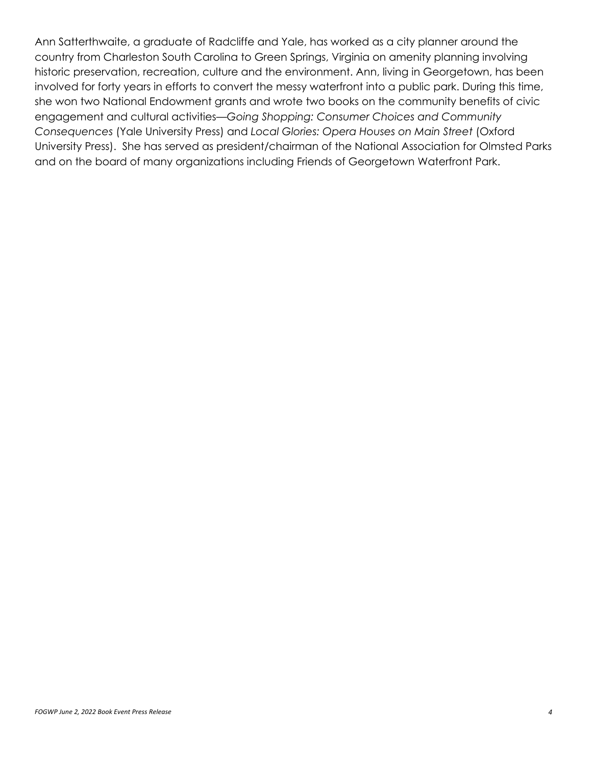Ann Satterthwaite, a graduate of Radcliffe and Yale, has worked as a city planner around the country from Charleston South Carolina to Green Springs, Virginia on amenity planning involving historic preservation, recreation, culture and the environment. Ann, living in Georgetown, has been involved for forty years in efforts to convert the messy waterfront into a public park. During this time, she won two National Endowment grants and wrote two books on the community benefits of civic engagement and cultural activities—*Going Shopping: Consumer Choices and Community Consequences* (Yale University Press) and *Local Glories: Opera Houses on Main Street* (Oxford University Press). She has served as president/chairman of the National Association for Olmsted Parks and on the board of many organizations including Friends of Georgetown Waterfront Park.